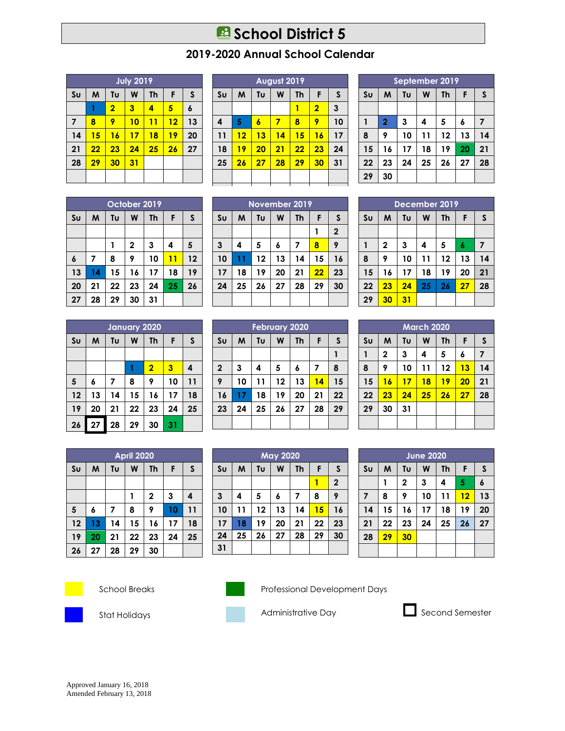# School District 5

## 2019-2020 Annual School Calendar

**July 2019**

| Su | M | Tu | W | Th | F | S |
|---|---|---|---|---|---|---|
| | 1 | 2 | 3 | 4 | 5 | 6 |
| 7 | 8 | 9 | 10 | 11 | 12 | 13 |
| 14 | 15 | 16 | 17 | 18 | 19 | 20 |
| 21 | 22 | 23 | 24 | 25 | 26 | 27 |
| 28 | 29 | 30 | 31 | | | |

**August 2019**

| Su | M | Tu | W | Th | F | S |
|---|---|---|---|---|---|---|
| | | | | 1 | 2 | 3 |
| 4 | 5 | 6 | 7 | 8 | 9 | 10 |
| 11 | 12 | 13 | 14 | 15 | 16 | 17 |
| 18 | 19 | 20 | 21 | 22 | 23 | 24 |
| 25 | 26 | 27 | 28 | 29 | 30 | 31 |

**September 2019**

| Su | M | Tu | W | Th | F | S |
|---|---|---|---|---|---|---|
| 1 | 2 | 3 | 4 | 5 | 6 | 7 |
| 8 | 9 | 10 | 11 | 12 | 13 | 14 |
| 15 | 16 | 17 | 18 | 19 | 20 | 21 |
| 22 | 23 | 24 | 25 | 26 | 27 | 28 |
| 29 | 30 | | | | | |

**October 2019**

| Su | M | Tu | W | Th | F | S |
|---|---|---|---|---|---|---|
| | | 1 | 2 | 3 | 4 | 5 |
| 6 | 7 | 8 | 9 | 10 | 11 | 12 |
| 13 | 14 | 15 | 16 | 17 | 18 | 19 |
| 20 | 21 | 22 | 23 | 24 | 25 | 26 |
| 27 | 28 | 29 | 30 | 31 | | |

**November 2019**

| Su | M | Tu | W | Th | F | S |
|---|---|---|---|---|---|---|
| | | | | | 1 | 2 |
| 3 | 4 | 5 | 6 | 7 | 8 | 9 |
| 10 | 11 | 12 | 13 | 14 | 15 | 16 |
| 17 | 18 | 19 | 20 | 21 | 22 | 23 |
| 24 | 25 | 26 | 27 | 28 | 29 | 30 |

**December 2019**

| Su | M | Tu | W | Th | F | S |
|---|---|---|---|---|---|---|
| 1 | 2 | 3 | 4 | 5 | 6 | 7 |
| 8 | 9 | 10 | 11 | 12 | 13 | 14 |
| 15 | 16 | 17 | 18 | 19 | 20 | 21 |
| 22 | 23 | 24 | 25 | 26 | 27 | 28 |
| 29 | 30 | 31 | | | | |

**January 2020**

| Su | M | Tu | W | Th | F | S |
|---|---|---|---|---|---|---|
| | | | 1 | 2 | 3 | 4 |
| 5 | 6 | 7 | 8 | 9 | 10 | 11 |
| 12 | 13 | 14 | 15 | 16 | 17 | 18 |
| 19 | 20 | 21 | 22 | 23 | 24 | 25 |
| 26 | 27 | 28 | 29 | 30 | 31 | |

**February 2020**

| Su | M | Tu | W | Th | F | S |
|---|---|---|---|---|---|---|
| | | | | | | 1 |
| 2 | 3 | 4 | 5 | 6 | 7 | 8 |
| 9 | 10 | 11 | 12 | 13 | 14 | 15 |
| 16 | 17 | 18 | 19 | 20 | 21 | 22 |
| 23 | 24 | 25 | 26 | 27 | 28 | 29 |

**March 2020**

| Su | M | Tu | W | Th | F | S |
|---|---|---|---|---|---|---|
| 1 | 2 | 3 | 4 | 5 | 6 | 7 |
| 8 | 9 | 10 | 11 | 12 | 13 | 14 |
| 15 | 16 | 17 | 18 | 19 | 20 | 21 |
| 22 | 23 | 24 | 25 | 26 | 27 | 28 |
| 29 | 30 | 31 | | | | |

**April 2020**

| Su | M | Tu | W | Th | F | S |
|---|---|---|---|---|---|---|
| | | | 1 | 2 | 3 | 4 |
| 5 | 6 | 7 | 8 | 9 | 10 | 11 |
| 12 | 13 | 14 | 15 | 16 | 17 | 18 |
| 19 | 20 | 21 | 22 | 23 | 24 | 25 |
| 26 | 27 | 28 | 29 | 30 | | |

**May 2020**

| Su | M | Tu | W | Th | F | S |
|---|---|---|---|---|---|---|
| | | | | | 1 | 2 |
| 3 | 4 | 5 | 6 | 7 | 8 | 9 |
| 10 | 11 | 12 | 13 | 14 | 15 | 16 |
| 17 | 18 | 19 | 20 | 21 | 22 | 23 |
| 24 | 25 | 26 | 27 | 28 | 29 | 30 |
| 31 | | | | | | |

**June 2020**

| Su | M | Tu | W | Th | F | S |
|---|---|---|---|---|---|---|
| | 1 | 2 | 3 | 4 | 5 | 6 |
| 7 | 8 | 9 | 10 | 11 | 12 | 13 |
| 14 | 15 | 16 | 17 | 18 | 19 | 20 |
| 21 | 22 | 23 | 24 | 25 | 26 | 27 |
| 28 | 29 | 30 | | | | |

**Legend:**

- School Breaks
- Stat Holidays
- Professional Development Days
- Administrative Day
- Second Semester

Approved January 16, 2018
Amended February 13, 2018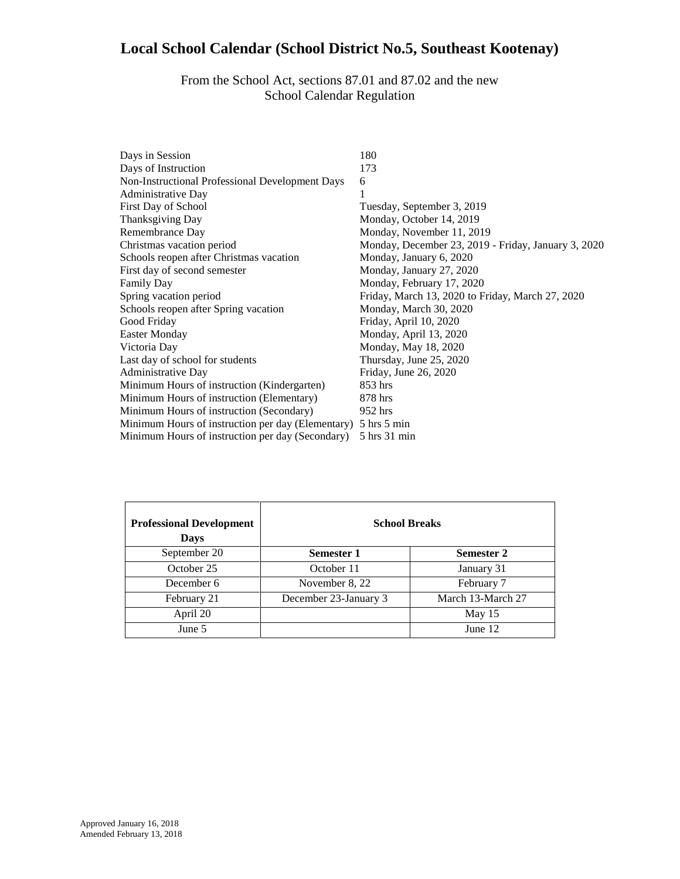# Local School Calendar (School District No.5, Southeast Kootenay)

From the School Act, sections 87.01 and 87.02 and the new
School Calendar Regulation

| | |
|---|---|
| Days in Session | 180 |
| Days of Instruction | 173 |
| Non-Instructional Professional Development Days | 6 |
| Administrative Day | 1 |
| First Day of School | Tuesday, September 3, 2019 |
| Thanksgiving Day | Monday, October 14, 2019 |
| Remembrance Day | Monday, November 11, 2019 |
| Christmas vacation period | Monday, December 23, 2019 - Friday, January 3, 2020 |
| Schools reopen after Christmas vacation | Monday, January 6, 2020 |
| First day of second semester | Monday, January 27, 2020 |
| Family Day | Monday, February 17, 2020 |
| Spring vacation period | Friday, March 13, 2020 to Friday, March 27, 2020 |
| Schools reopen after Spring vacation | Monday, March 30, 2020 |
| Good Friday | Friday, April 10, 2020 |
| Easter Monday | Monday, April 13, 2020 |
| Victoria Day | Monday, May 18, 2020 |
| Last day of school for students | Thursday, June 25, 2020 |
| Administrative Day | Friday, June 26, 2020 |
| Minimum Hours of instruction (Kindergarten) | 853 hrs |
| Minimum Hours of instruction (Elementary) | 878 hrs |
| Minimum Hours of instruction (Secondary) | 952 hrs |
| Minimum Hours of instruction per day (Elementary) | 5 hrs 5 min |
| Minimum Hours of instruction per day (Secondary) | 5 hrs 31 min |

| **Professional Development Days** | **School Breaks** | |
|---|---|---|
| | **Semester 1** | **Semester 2** |
| September 20 | | |
| October 25 | October 11 | January 31 |
| December 6 | November 8, 22 | February 7 |
| February 21 | December 23-January 3 | March 13-March 27 |
| April 20 | | May 15 |
| June 5 | | June 12 |

Approved January 16, 2018
Amended February 13, 2018